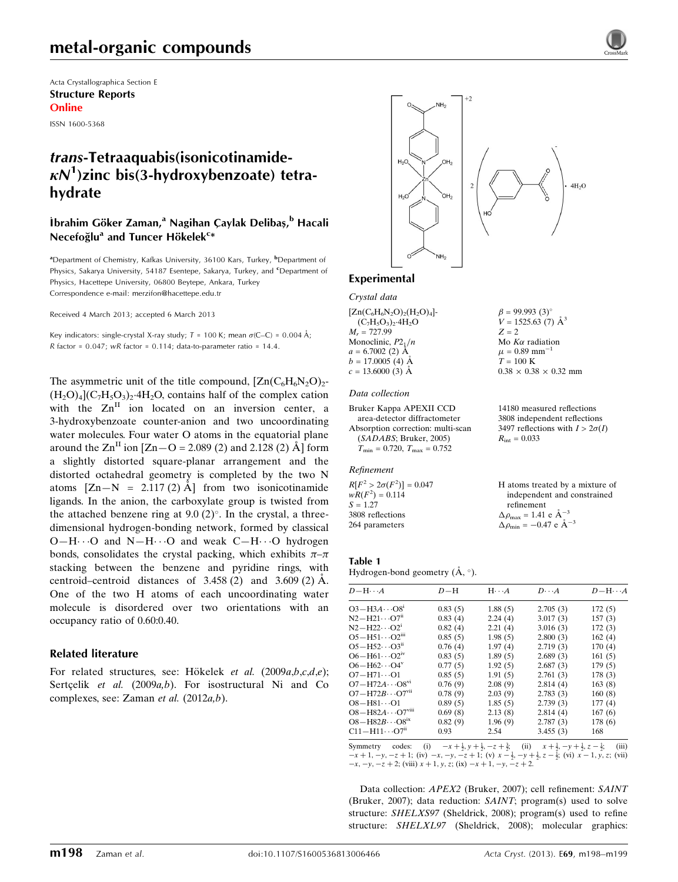Acta Crystallographica Section E

**Structure Reports**

**Online**

ISSN 1600-5368

# *trans*-Tetraaquabis(isonicotinamide-$\kappa N^1$)zinc bis(3-hydroxybenzoate) tetrahydrate

**İbrahim Göker Zaman,[a] Nagihan Çaylak Delibaş,[b] Hacali Necefoğlu[a] and Tuncer Hökelek[c]***

[a]Department of Chemistry, Kafkas University, 36100 Kars, Turkey, [b]Department of Physics, Sakarya University, 54187 Esentepe, Sakarya, Turkey, and [c]Department of Physics, Hacettepe University, 06800 Beytepe, Ankara, Turkey

Correspondence e-mail: merzifon@hacettepe.edu.tr

Received 4 March 2013; accepted 6 March 2013

Key indicators: single-crystal X-ray study; $T$ = 100 K; mean $\sigma$(C–C) = 0.004 Å; $R$ factor = 0.047; $wR$ factor = 0.114; data-to-parameter ratio = 14.4.

The asymmetric unit of the title compound, $[Zn(C_6H_6N_2O)_2(H_2O)_4](C_7H_5O_3)_2 \cdot 4H_2O$, contains half of the complex cation with the $Zn^{II}$ ion located on an inversion center, a 3-hydroxybenzoate counter-anion and two uncoordinating water molecules. Four water O atoms in the equatorial plane around the $Zn^{II}$ ion [Zn—O = 2.089 (2) and 2.128 (2) Å] form a slightly distorted square-planar arrangement and the distorted octahedral geometry is completed by the two N atoms [Zn—N = 2.117 (2) Å] from two isonicotinamide ligands. In the anion, the carboxylate group is twisted from the attached benzene ring at 9.0 (2)°. In the crystal, a three-dimensional hydrogen-bonding network, formed by classical O—H⋯O and N—H⋯O and weak C—H⋯O hydrogen bonds, consolidates the crystal packing, which exhibits $\pi$–$\pi$ stacking between the benzene and pyridine rings, with centroid–centroid distances of 3.458 (2) and 3.609 (2) Å. One of the two H atoms of each uncoordinating water molecule is disordered over two orientations with an occupancy ratio of 0.60:0.40.

## Related literature

For related structures, see: Hökelek *et al.* (2009*a*,*b*,*c*,*d*,*e*); Sertçelik *et al.* (2009*a*,*b*). For isostructural Ni and Co complexes, see: Zaman *et al.* (2012*a*,*b*).

## Experimental

### Crystal data

$[Zn(C_6H_6N_2O)_2(H_2O)_4](C_7H_5O_3)_2 \cdot 4H_2O$

$M_r$ = 727.99

Monoclinic, $P2_1/n$

$a$ = 6.7002 (2) Å

$b$ = 17.0005 (4) Å

$c$ = 13.6000 (3) Å

$\beta$ = 99.993 (3)°

$V$ = 1525.63 (7) Å$^3$

$Z$ = 2

Mo $K\alpha$ radiation

$\mu$ = 0.89 mm$^{-1}$

$T$ = 100 K

0.38 × 0.38 × 0.32 mm

### Data collection

Bruker Kappa APEXII CCD area-detector diffractometer

Absorption correction: multi-scan (*SADABS*; Bruker, 2005)

$T_{min}$ = 0.720, $T_{max}$ = 0.752

14180 measured reflections

3808 independent reflections

3497 reflections with $I > 2\sigma(I)$

$R_{int}$ = 0.033

### Refinement

$R[F^2 > 2\sigma(F^2)]$ = 0.047

$wR(F^2)$ = 0.114

$S$ = 1.27

3808 reflections

264 parameters

H atoms treated by a mixture of independent and constrained refinement

$\Delta\rho_{max}$ = 1.41 e Å$^{-3}$

$\Delta\rho_{min}$ = −0.47 e Å$^{-3}$

**Table 1**

Hydrogen-bond geometry (Å, °).

| $D$—H⋯$A$ | $D$—H | H⋯$A$ | $D$⋯$A$ | $D$—H⋯$A$ |
|---|---|---|---|---|
| O3—H3A⋯O8$^{i}$ | 0.83 (5) | 1.88 (5) | 2.705 (3) | 172 (5) |
| N2—H21⋯O7$^{ii}$ | 0.83 (4) | 2.24 (4) | 3.017 (3) | 157 (3) |
| N2—H22⋯O2$^{i}$ | 0.82 (4) | 2.21 (4) | 3.016 (3) | 172 (3) |
| O5—H51⋯O2$^{iii}$ | 0.85 (5) | 1.98 (5) | 2.800 (3) | 162 (4) |
| O5—H52⋯O3$^{ii}$ | 0.76 (4) | 1.97 (4) | 2.719 (3) | 170 (4) |
| O6—H61⋯O2$^{iv}$ | 0.83 (5) | 1.89 (5) | 2.689 (3) | 161 (5) |
| O6—H62⋯O4$^{v}$ | 0.77 (5) | 1.92 (5) | 2.687 (3) | 179 (5) |
| O7—H71⋯O1 | 0.85 (5) | 1.91 (5) | 2.761 (3) | 178 (3) |
| O7—H72A⋯O8$^{vi}$ | 0.76 (9) | 2.08 (9) | 2.814 (4) | 163 (8) |
| O7—H72B⋯O7$^{vii}$ | 0.78 (9) | 2.03 (9) | 2.783 (3) | 160 (8) |
| O8—H81⋯O1 | 0.89 (5) | 1.85 (5) | 2.739 (3) | 177 (4) |
| O8—H82A⋯O7$^{viii}$ | 0.69 (8) | 2.13 (8) | 2.814 (4) | 167 (6) |
| O8—H82B⋯O8$^{ix}$ | 0.82 (9) | 1.96 (9) | 2.787 (3) | 178 (6) |
| C11—H11⋯O7$^{ii}$ | 0.93 | 2.54 | 3.455 (3) | 168 |

Symmetry codes: (i) $-x+\frac{1}{2}, y+\frac{1}{2}, -z+\frac{3}{2}$; (ii) $x+\frac{1}{2}, -y+\frac{1}{2}, z-\frac{1}{2}$; (iii) $-x+1, -y, -z+1$; (iv) $-x, -y, -z+1$; (v) $x-\frac{1}{2}, -y+\frac{1}{2}, z-\frac{1}{2}$; (vi) $x-1, y, z$; (vii) $-x, -y, -z+2$; (viii) $x+1, y, z$; (ix) $-x+1, -y, -z+2$.

Data collection: *APEX2* (Bruker, 2007); cell refinement: *SAINT* (Bruker, 2007); data reduction: *SAINT*; program(s) used to solve structure: *SHELXS97* (Sheldrick, 2008); program(s) used to refine structure: *SHELXL97* (Sheldrick, 2008); molecular graphics: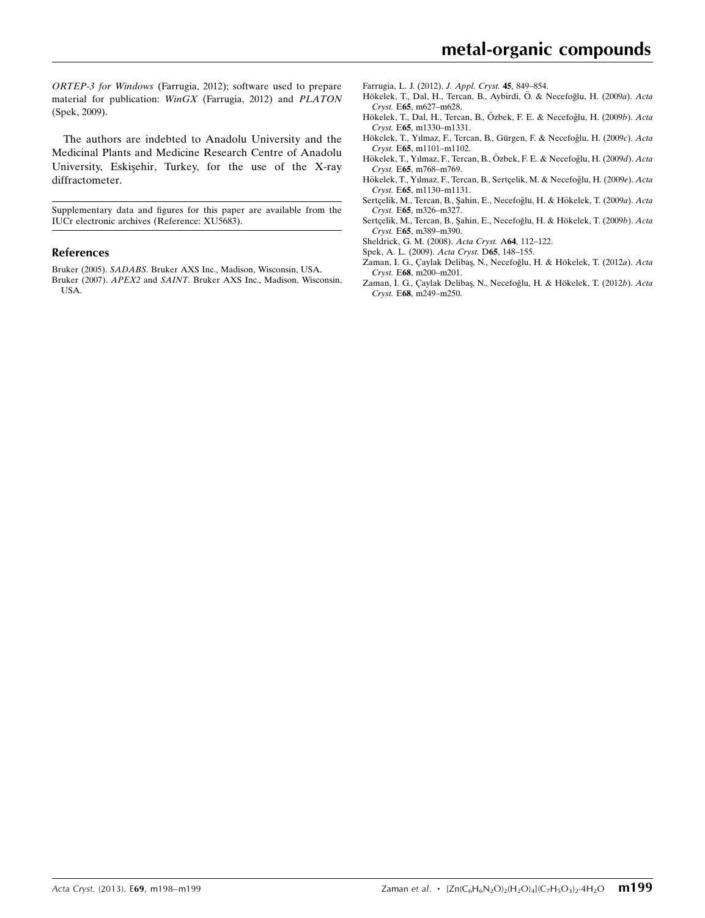*ORTEP-3 for Windows* (Farrugia, 2012); software used to prepare material for publication: *WinGX* (Farrugia, 2012) and *PLATON* (Spek, 2009).

The authors are indebted to Anadolu University and the Medicinal Plants and Medicine Research Centre of Anadolu University, Eskişehir, Turkey, for the use of the X-ray diffractometer.

Supplementary data and figures for this paper are available from the IUCr electronic archives (Reference: XU5683).

## References

Bruker (2005). *SADABS*. Bruker AXS Inc., Madison, Wisconsin, USA.

Bruker (2007). *APEX2* and *SAINT*. Bruker AXS Inc., Madison, Wisconsin, USA.

Farrugia, L. J. (2012). *J. Appl. Cryst.* **45**, 849–854.

Hökelek, T., Dal, H., Tercan, B., Aybirdi, Ö. & Necefoğlu, H. (2009*a*). *Acta Cryst.* E**65**, m627–m628.

Hökelek, T., Dal, H., Tercan, B., Özbek, F. E. & Necefoğlu, H. (2009*b*). *Acta Cryst.* E**65**, m1330–m1331.

Hökelek, T., Yılmaz, F., Tercan, B., Gürgen, F. & Necefoğlu, H. (2009*c*). *Acta Cryst.* E**65**, m1101–m1102.

Hökelek, T., Yılmaz, F., Tercan, B., Özbek, F. E. & Necefoğlu, H. (2009*d*). *Acta Cryst.* E**65**, m768–m769.

Hökelek, T., Yılmaz, F., Tercan, B., Sertçelik, M. & Necefoğlu, H. (2009*e*). *Acta Cryst.* E**65**, m1130–m1131.

Sertçelik, M., Tercan, B., Şahin, E., Necefoğlu, H. & Hökelek, T. (2009*a*). *Acta Cryst.* E**65**, m326–m327.

Sertçelik, M., Tercan, B., Şahin, E., Necefoğlu, H. & Hökelek, T. (2009*b*). *Acta Cryst.* E**65**, m389–m390.

Sheldrick, G. M. (2008). *Acta Cryst.* A**64**, 112–122.

Spek, A. L. (2009). *Acta Cryst.* D**65**, 148–155.

Zaman, I. G., Çaylak Delibaş, N., Necefoğlu, H. & Hökelek, T. (2012*a*). *Acta Cryst.* E**68**, m200–m201.

Zaman, İ. G., Çaylak Delibaş, N., Necefoğlu, H. & Hökelek, T. (2012*b*). *Acta Cryst.* E**68**, m249–m250.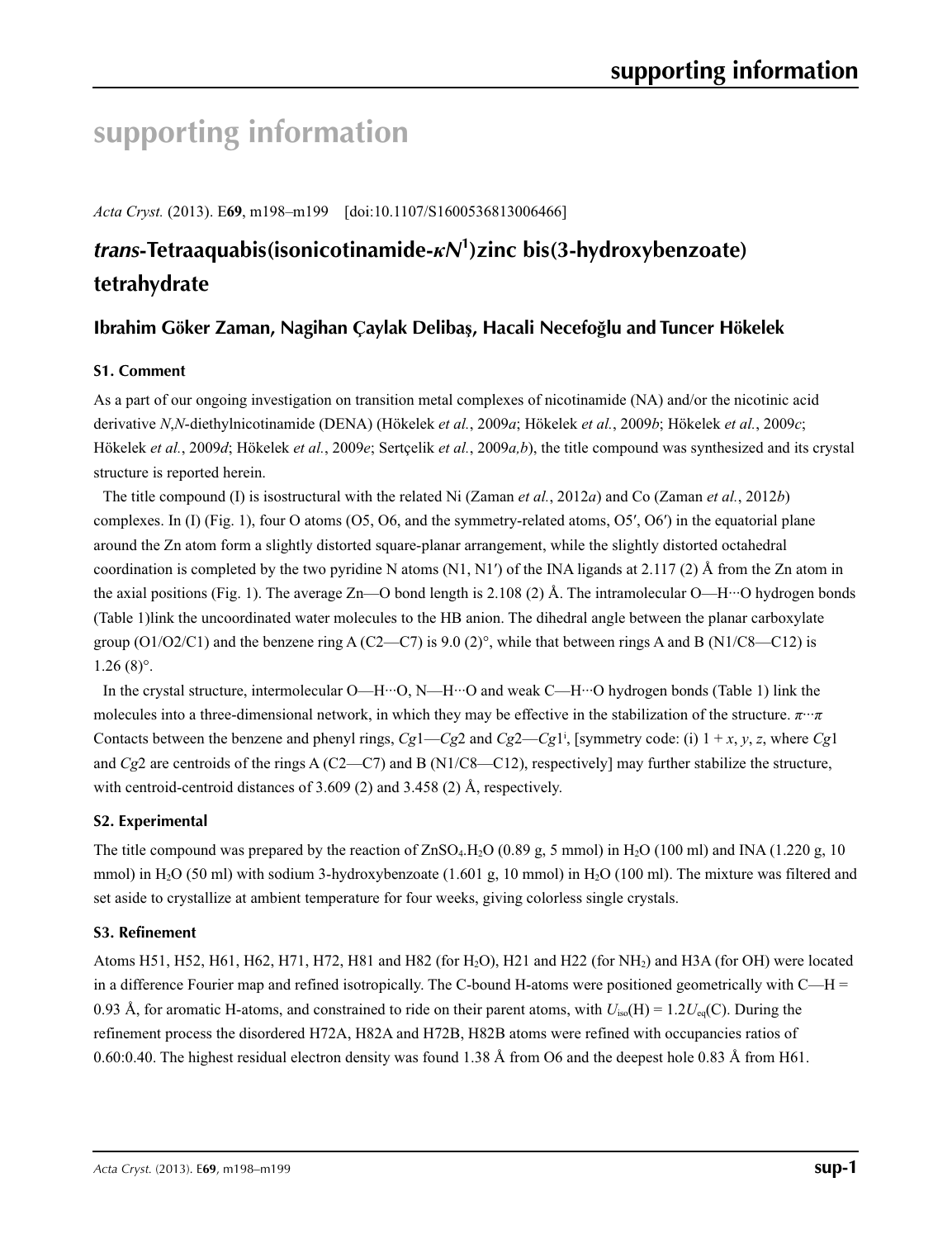# supporting information

*Acta Cryst.* (2013). E**69**, m198–m199 [doi:10.1107/S1600536813006466]

## *trans*-Tetraaquabis(isonicotinamide-$\kappa N^1$)zinc bis(3-hydroxybenzoate) tetrahydrate

### Ibrahim Göker Zaman, Nagihan Çaylak Delibaş, Hacali Necefoğlu and Tuncer Hökelek

#### S1. Comment

As a part of our ongoing investigation on transition metal complexes of nicotinamide (NA) and/or the nicotinic acid derivative *N*,*N*-diethylnicotinamide (DENA) (Hökelek *et al.*, 2009*a*; Hökelek *et al.*, 2009*b*; Hökelek *et al.*, 2009*c*; Hökelek *et al.*, 2009*d*; Hökelek *et al.*, 2009*e*; Sertçelik *et al.*, 2009*a,b*), the title compound was synthesized and its crystal structure is reported herein.

The title compound (I) is isostructural with the related Ni (Zaman *et al.*, 2012*a*) and Co (Zaman *et al.*, 2012*b*) complexes. In (I) (Fig. 1), four O atoms (O5, O6, and the symmetry-related atoms, O5′, O6′) in the equatorial plane around the Zn atom form a slightly distorted square-planar arrangement, while the slightly distorted octahedral coordination is completed by the two pyridine N atoms (N1, N1′) of the INA ligands at 2.117 (2) Å from the Zn atom in the axial positions (Fig. 1). The average Zn—O bond length is 2.108 (2) Å. The intramolecular O—H···O hydrogen bonds (Table 1)link the uncoordinated water molecules to the HB anion. The dihedral angle between the planar carboxylate group (O1/O2/C1) and the benzene ring A (C2—C7) is 9.0 (2)°, while that between rings A and B (N1/C8—C12) is 1.26 (8)°.

In the crystal structure, intermolecular O—H···O, N—H···O and weak C—H···O hydrogen bonds (Table 1) link the molecules into a three-dimensional network, in which they may be effective in the stabilization of the structure. $\pi\cdots\pi$ Contacts between the benzene and phenyl rings, *Cg*1—*Cg*2 and *Cg*2—*Cg*1[i], [symmetry code: (i) 1 + *x*, *y*, *z*, where *Cg*1 and *Cg*2 are centroids of the rings A (C2—C7) and B (N1/C8—C12), respectively] may further stabilize the structure, with centroid-centroid distances of 3.609 (2) and 3.458 (2) Å, respectively.

#### S2. Experimental

The title compound was prepared by the reaction of $ZnSO_4.H_2O$ (0.89 g, 5 mmol) in $H_2O$ (100 ml) and INA (1.220 g, 10 mmol) in $H_2O$ (50 ml) with sodium 3-hydroxybenzoate (1.601 g, 10 mmol) in $H_2O$ (100 ml). The mixture was filtered and set aside to crystallize at ambient temperature for four weeks, giving colorless single crystals.

#### S3. Refinement

Atoms H51, H52, H61, H62, H71, H72, H81 and H82 (for $H_2O$), H21 and H22 (for $NH_2$) and H3A (for OH) were located in a difference Fourier map and refined isotropically. The C-bound H-atoms were positioned geometrically with C—H = 0.93 Å, for aromatic H-atoms, and constrained to ride on their parent atoms, with $U_{iso}(H) = 1.2U_{eq}(C)$. During the refinement process the disordered H72A, H82A and H72B, H82B atoms were refined with occupancies ratios of 0.60:0.40. The highest residual electron density was found 1.38 Å from O6 and the deepest hole 0.83 Å from H61.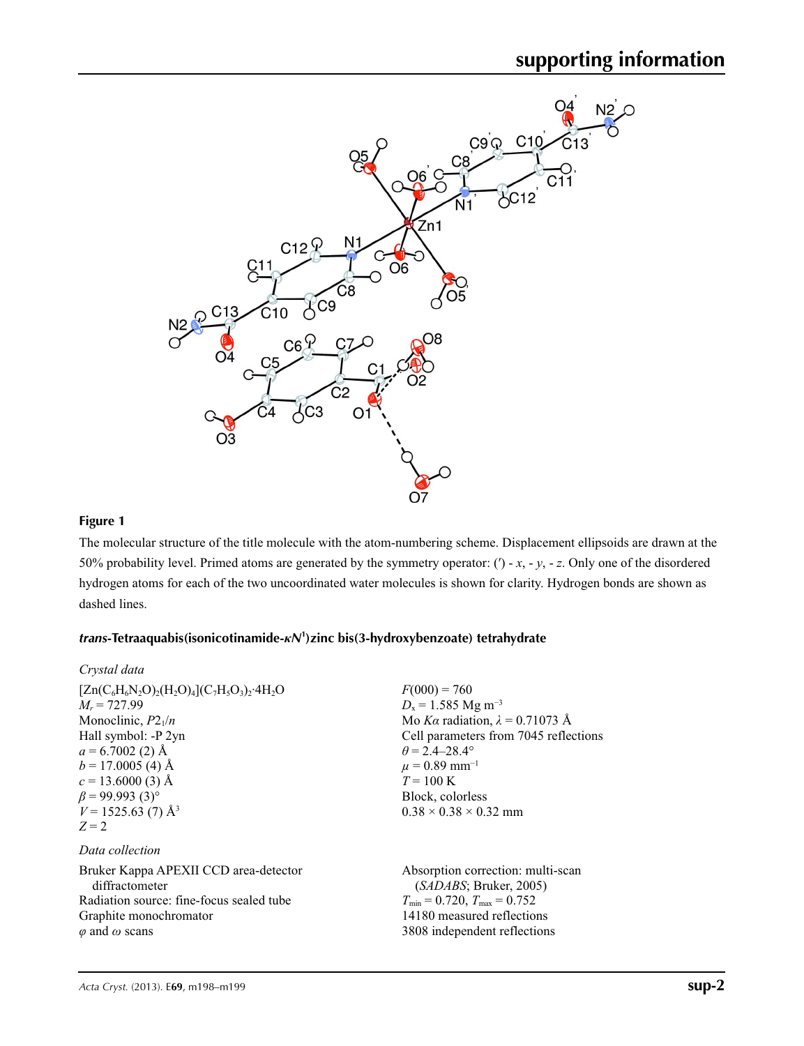**Figure 1**

The molecular structure of the title molecule with the atom-numbering scheme. Displacement ellipsoids are drawn at the 50% probability level. Primed atoms are generated by the symmetry operator: (′) - *x*, - *y*, - *z*. Only one of the disordered hydrogen atoms for each of the two uncoordinated water molecules is shown for clarity. Hydrogen bonds are shown as dashed lines.

### *trans*-Tetraaquabis(isonicotinamide-κ$N^1$)zinc bis(3-hydroxybenzoate) tetrahydrate

*Crystal data*

$[Zn(C_6H_6N_2O)_2(H_2O)_4](C_7H_5O_3)_2\cdot 4H_2O$
$M_r$ = 727.99
Monoclinic, $P2_1/n$
Hall symbol: -P 2yn
$a$ = 6.7002 (2) Å
$b$ = 17.0005 (4) Å
$c$ = 13.6000 (3) Å
$\beta$ = 99.993 (3)°
$V$ = 1525.63 (7) Å$^3$
$Z$ = 2
$F$(000) = 760
$D_x$ = 1.585 Mg m$^{-3}$
Mo $K\alpha$ radiation, $\lambda$ = 0.71073 Å
Cell parameters from 7045 reflections
$\theta$ = 2.4–28.4°
$\mu$ = 0.89 mm$^{-1}$
$T$ = 100 K
Block, colorless
0.38 × 0.38 × 0.32 mm

*Data collection*

Bruker Kappa APEXII CCD area-detector diffractometer
Radiation source: fine-focus sealed tube
Graphite monochromator
$\varphi$ and $\omega$ scans
Absorption correction: multi-scan (*SADABS*; Bruker, 2005)
$T_{min}$ = 0.720, $T_{max}$ = 0.752
14180 measured reflections
3808 independent reflections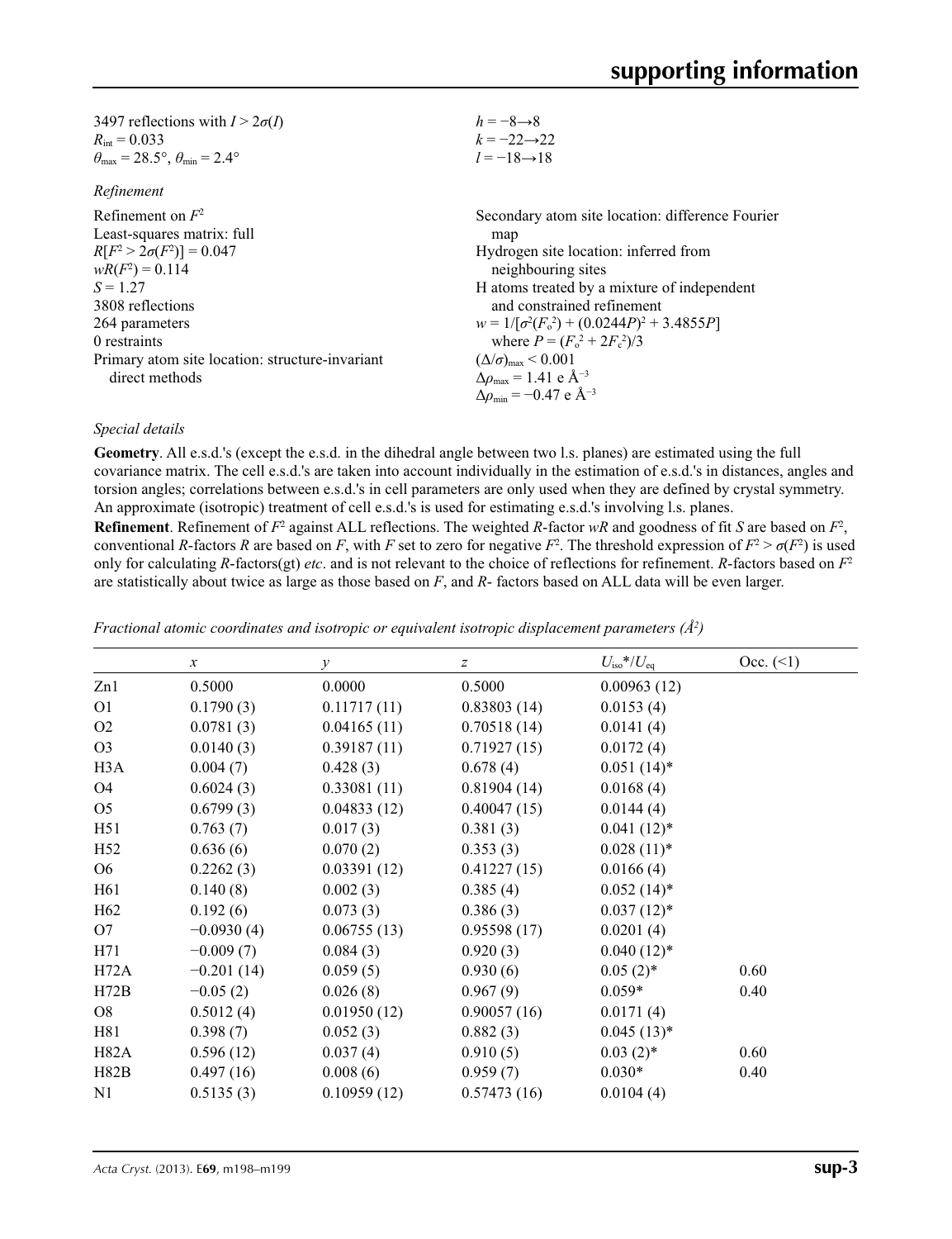3497 reflections with $I > 2\sigma(I)$
$R_{int} = 0.033$
$\theta_{max} = 28.5°$, $\theta_{min} = 2.4°$
$h = -8 \rightarrow 8$
$k = -22 \rightarrow 22$
$l = -18 \rightarrow 18$

*Refinement*

Refinement on $F^2$
Least-squares matrix: full
$R[F^2 > 2\sigma(F^2)] = 0.047$
$wR(F^2) = 0.114$
$S = 1.27$
3808 reflections
264 parameters
0 restraints
Primary atom site location: structure-invariant direct methods
Secondary atom site location: difference Fourier map
Hydrogen site location: inferred from neighbouring sites
H atoms treated by a mixture of independent and constrained refinement
$w = 1/[\sigma^2(F_o^2) + (0.0244P)^2 + 3.4855P]$ where $P = (F_o^2 + 2F_c^2)/3$
$(\Delta/\sigma)_{max} < 0.001$
$\Delta\rho_{max} = 1.41$ e Å$^{-3}$
$\Delta\rho_{min} = -0.47$ e Å$^{-3}$

*Special details*

**Geometry**. All e.s.d.'s (except the e.s.d. in the dihedral angle between two l.s. planes) are estimated using the full covariance matrix. The cell e.s.d.'s are taken into account individually in the estimation of e.s.d.'s in distances, angles and torsion angles; correlations between e.s.d.'s in cell parameters are only used when they are defined by crystal symmetry. An approximate (isotropic) treatment of cell e.s.d.'s is used for estimating e.s.d.'s involving l.s. planes.

**Refinement**. Refinement of $F^2$ against ALL reflections. The weighted $R$-factor $wR$ and goodness of fit $S$ are based on $F^2$, conventional $R$-factors $R$ are based on $F$, with $F$ set to zero for negative $F^2$. The threshold expression of $F^2 > \sigma(F^2)$ is used only for calculating $R$-factors(gt) *etc*. and is not relevant to the choice of reflections for refinement. $R$-factors based on $F^2$ are statistically about twice as large as those based on $F$, and $R$- factors based on ALL data will be even larger.

*Fractional atomic coordinates and isotropic or equivalent isotropic displacement parameters (Å²)*

| | $x$ | $y$ | $z$ | $U_{iso}$\*/$U_{eq}$ | Occ. (<1) |
|---|---|---|---|---|---|
| Zn1 | 0.5000 | 0.0000 | 0.5000 | 0.00963 (12) | |
| O1 | 0.1790 (3) | 0.11717 (11) | 0.83803 (14) | 0.0153 (4) | |
| O2 | 0.0781 (3) | 0.04165 (11) | 0.70518 (14) | 0.0141 (4) | |
| O3 | 0.0140 (3) | 0.39187 (11) | 0.71927 (15) | 0.0172 (4) | |
| H3A | 0.004 (7) | 0.428 (3) | 0.678 (4) | 0.051 (14)\* | |
| O4 | 0.6024 (3) | 0.33081 (11) | 0.81904 (14) | 0.0168 (4) | |
| O5 | 0.6799 (3) | 0.04833 (12) | 0.40047 (15) | 0.0144 (4) | |
| H51 | 0.763 (7) | 0.017 (3) | 0.381 (3) | 0.041 (12)\* | |
| H52 | 0.636 (6) | 0.070 (2) | 0.353 (3) | 0.028 (11)\* | |
| O6 | 0.2262 (3) | 0.03391 (12) | 0.41227 (15) | 0.0166 (4) | |
| H61 | 0.140 (8) | 0.002 (3) | 0.385 (4) | 0.052 (14)\* | |
| H62 | 0.192 (6) | 0.073 (3) | 0.386 (3) | 0.037 (12)\* | |
| O7 | −0.0930 (4) | 0.06755 (13) | 0.95598 (17) | 0.0201 (4) | |
| H71 | −0.009 (7) | 0.084 (3) | 0.920 (3) | 0.040 (12)\* | |
| H72A | −0.201 (14) | 0.059 (5) | 0.930 (6) | 0.05 (2)\* | 0.60 |
| H72B | −0.05 (2) | 0.026 (8) | 0.967 (9) | 0.059\* | 0.40 |
| O8 | 0.5012 (4) | 0.01950 (12) | 0.90057 (16) | 0.0171 (4) | |
| H81 | 0.398 (7) | 0.052 (3) | 0.882 (3) | 0.045 (13)\* | |
| H82A | 0.596 (12) | 0.037 (4) | 0.910 (5) | 0.03 (2)\* | 0.60 |
| H82B | 0.497 (16) | 0.008 (6) | 0.959 (7) | 0.030\* | 0.40 |
| N1 | 0.5135 (3) | 0.10959 (12) | 0.57473 (16) | 0.0104 (4) | |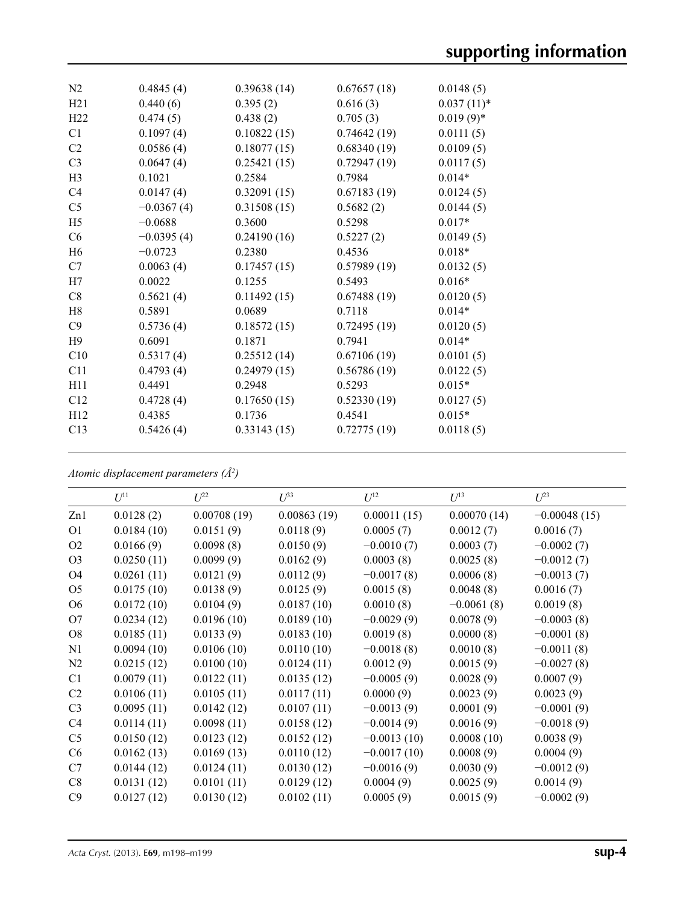| | | | | |
|---|---|---|---|---|
| N2 | 0.4845 (4) | 0.39638 (14) | 0.67657 (18) | 0.0148 (5) |
| H21 | 0.440 (6) | 0.395 (2) | 0.616 (3) | 0.037 (11)* |
| H22 | 0.474 (5) | 0.438 (2) | 0.705 (3) | 0.019 (9)* |
| C1 | 0.1097 (4) | 0.10822 (15) | 0.74642 (19) | 0.0111 (5) |
| C2 | 0.0586 (4) | 0.18077 (15) | 0.68340 (19) | 0.0109 (5) |
| C3 | 0.0647 (4) | 0.25421 (15) | 0.72947 (19) | 0.0117 (5) |
| H3 | 0.1021 | 0.2584 | 0.7984 | 0.014* |
| C4 | 0.0147 (4) | 0.32091 (15) | 0.67183 (19) | 0.0124 (5) |
| C5 | −0.0367 (4) | 0.31508 (15) | 0.5682 (2) | 0.0144 (5) |
| H5 | −0.0688 | 0.3600 | 0.5298 | 0.017* |
| C6 | −0.0395 (4) | 0.24190 (16) | 0.5227 (2) | 0.0149 (5) |
| H6 | −0.0723 | 0.2380 | 0.4536 | 0.018* |
| C7 | 0.0063 (4) | 0.17457 (15) | 0.57989 (19) | 0.0132 (5) |
| H7 | 0.0022 | 0.1255 | 0.5493 | 0.016* |
| C8 | 0.5621 (4) | 0.11492 (15) | 0.67488 (19) | 0.0120 (5) |
| H8 | 0.5891 | 0.0689 | 0.7118 | 0.014* |
| C9 | 0.5736 (4) | 0.18572 (15) | 0.72495 (19) | 0.0120 (5) |
| H9 | 0.6091 | 0.1871 | 0.7941 | 0.014* |
| C10 | 0.5317 (4) | 0.25512 (14) | 0.67106 (19) | 0.0101 (5) |
| C11 | 0.4793 (4) | 0.24979 (15) | 0.56786 (19) | 0.0122 (5) |
| H11 | 0.4491 | 0.2948 | 0.5293 | 0.015* |
| C12 | 0.4728 (4) | 0.17650 (15) | 0.52330 (19) | 0.0127 (5) |
| H12 | 0.4385 | 0.1736 | 0.4541 | 0.015* |
| C13 | 0.5426 (4) | 0.33143 (15) | 0.72775 (19) | 0.0118 (5) |

*Atomic displacement parameters (Å²)*

| | $U^{11}$ | $U^{22}$ | $U^{33}$ | $U^{12}$ | $U^{13}$ | $U^{23}$ |
|---|---|---|---|---|---|---|
| Zn1 | 0.0128 (2) | 0.00708 (19) | 0.00863 (19) | 0.00011 (15) | 0.00070 (14) | −0.00048 (15) |
| O1 | 0.0184 (10) | 0.0151 (9) | 0.0118 (9) | 0.0005 (7) | 0.0012 (7) | 0.0016 (7) |
| O2 | 0.0166 (9) | 0.0098 (8) | 0.0150 (9) | −0.0010 (7) | 0.0003 (7) | −0.0002 (7) |
| O3 | 0.0250 (11) | 0.0099 (9) | 0.0162 (9) | 0.0003 (8) | 0.0025 (8) | −0.0012 (7) |
| O4 | 0.0261 (11) | 0.0121 (9) | 0.0112 (9) | −0.0017 (8) | 0.0006 (8) | −0.0013 (7) |
| O5 | 0.0175 (10) | 0.0138 (9) | 0.0125 (9) | 0.0015 (8) | 0.0048 (8) | 0.0016 (7) |
| O6 | 0.0172 (10) | 0.0104 (9) | 0.0187 (10) | 0.0010 (8) | −0.0061 (8) | 0.0019 (8) |
| O7 | 0.0234 (12) | 0.0196 (10) | 0.0189 (10) | −0.0029 (9) | 0.0078 (9) | −0.0003 (8) |
| O8 | 0.0185 (11) | 0.0133 (9) | 0.0183 (10) | 0.0019 (8) | 0.0000 (8) | −0.0001 (8) |
| N1 | 0.0094 (10) | 0.0106 (10) | 0.0110 (10) | −0.0018 (8) | 0.0010 (8) | −0.0011 (8) |
| N2 | 0.0215 (12) | 0.0100 (10) | 0.0124 (11) | 0.0012 (9) | 0.0015 (9) | −0.0027 (8) |
| C1 | 0.0079 (11) | 0.0122 (11) | 0.0135 (12) | −0.0005 (9) | 0.0028 (9) | 0.0007 (9) |
| C2 | 0.0106 (11) | 0.0105 (11) | 0.0117 (11) | 0.0000 (9) | 0.0023 (9) | 0.0023 (9) |
| C3 | 0.0095 (11) | 0.0142 (12) | 0.0107 (11) | −0.0013 (9) | 0.0001 (9) | −0.0001 (9) |
| C4 | 0.0114 (11) | 0.0098 (11) | 0.0158 (12) | −0.0014 (9) | 0.0016 (9) | −0.0018 (9) |
| C5 | 0.0150 (12) | 0.0123 (12) | 0.0152 (12) | −0.0013 (10) | 0.0008 (10) | 0.0038 (9) |
| C6 | 0.0162 (13) | 0.0169 (13) | 0.0110 (12) | −0.0017 (10) | 0.0008 (9) | 0.0004 (9) |
| C7 | 0.0144 (12) | 0.0124 (11) | 0.0130 (12) | −0.0016 (9) | 0.0030 (9) | −0.0012 (9) |
| C8 | 0.0131 (12) | 0.0101 (11) | 0.0129 (12) | 0.0004 (9) | 0.0025 (9) | 0.0014 (9) |
| C9 | 0.0127 (12) | 0.0130 (12) | 0.0102 (11) | 0.0005 (9) | 0.0015 (9) | −0.0002 (9) |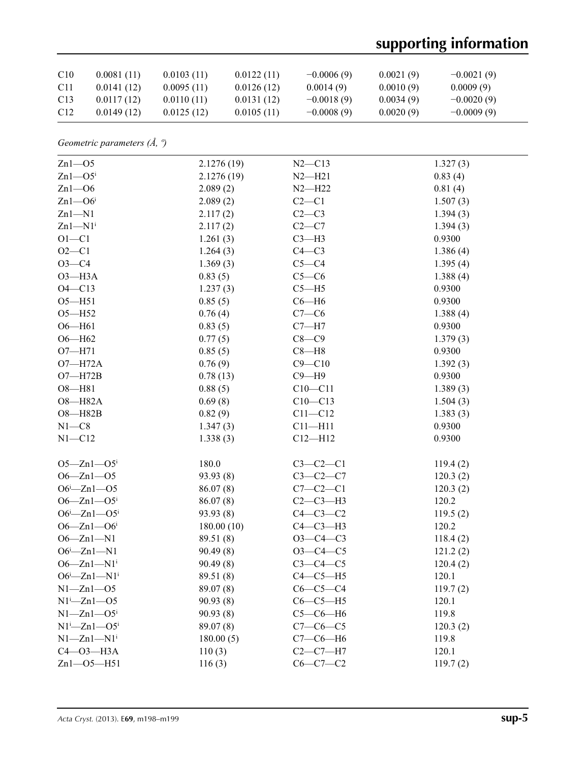| | | | | | | |
|---|---|---|---|---|---|---|
| C10 | 0.0081 (11) | 0.0103 (11) | 0.0122 (11) | −0.0006 (9) | 0.0021 (9) | −0.0021 (9) |
| C11 | 0.0141 (12) | 0.0095 (11) | 0.0126 (12) | 0.0014 (9) | 0.0010 (9) | 0.0009 (9) |
| C13 | 0.0117 (12) | 0.0110 (11) | 0.0131 (12) | −0.0018 (9) | 0.0034 (9) | −0.0020 (9) |
| C12 | 0.0149 (12) | 0.0125 (12) | 0.0105 (11) | −0.0008 (9) | 0.0020 (9) | −0.0009 (9) |

*Geometric parameters (Å, º)*

| | | | |
|---|---|---|---|
| Zn1—O5 | 2.1276 (19) | N2—C13 | 1.327 (3) |
| Zn1—O5$^{i}$ | 2.1276 (19) | N2—H21 | 0.83 (4) |
| Zn1—O6 | 2.089 (2) | N2—H22 | 0.81 (4) |
| Zn1—O6$^{i}$ | 2.089 (2) | C2—C1 | 1.507 (3) |
| Zn1—N1 | 2.117 (2) | C2—C3 | 1.394 (3) |
| Zn1—N1$^{i}$ | 2.117 (2) | C2—C7 | 1.394 (3) |
| O1—C1 | 1.261 (3) | C3—H3 | 0.9300 |
| O2—C1 | 1.264 (3) | C4—C3 | 1.386 (4) |
| O3—C4 | 1.369 (3) | C5—C4 | 1.395 (4) |
| O3—H3A | 0.83 (5) | C5—C6 | 1.388 (4) |
| O4—C13 | 1.237 (3) | C5—H5 | 0.9300 |
| O5—H51 | 0.85 (5) | C6—H6 | 0.9300 |
| O5—H52 | 0.76 (4) | C7—C6 | 1.388 (4) |
| O6—H61 | 0.83 (5) | C7—H7 | 0.9300 |
| O6—H62 | 0.77 (5) | C8—C9 | 1.379 (3) |
| O7—H71 | 0.85 (5) | C8—H8 | 0.9300 |
| O7—H72A | 0.76 (9) | C9—C10 | 1.392 (3) |
| O7—H72B | 0.78 (13) | C9—H9 | 0.9300 |
| O8—H81 | 0.88 (5) | C10—C11 | 1.389 (3) |
| O8—H82A | 0.69 (8) | C10—C13 | 1.504 (3) |
| O8—H82B | 0.82 (9) | C11—C12 | 1.383 (3) |
| N1—C8 | 1.347 (3) | C11—H11 | 0.9300 |
| N1—C12 | 1.338 (3) | C12—H12 | 0.9300 |
| | | | |
| O5—Zn1—O5$^{i}$ | 180.0 | C3—C2—C1 | 119.4 (2) |
| O6—Zn1—O5 | 93.93 (8) | C3—C2—C7 | 120.3 (2) |
| O6$^{i}$—Zn1—O5 | 86.07 (8) | C7—C2—C1 | 120.3 (2) |
| O6—Zn1—O5$^{i}$ | 86.07 (8) | C2—C3—H3 | 120.2 |
| O6$^{i}$—Zn1—O5$^{i}$ | 93.93 (8) | C4—C3—C2 | 119.5 (2) |
| O6—Zn1—O6$^{i}$ | 180.00 (10) | C4—C3—H3 | 120.2 |
| O6—Zn1—N1 | 89.51 (8) | O3—C4—C3 | 118.4 (2) |
| O6$^{i}$—Zn1—N1 | 90.49 (8) | O3—C4—C5 | 121.2 (2) |
| O6—Zn1—N1$^{i}$ | 90.49 (8) | C3—C4—C5 | 120.4 (2) |
| O6$^{i}$—Zn1—N1$^{i}$ | 89.51 (8) | C4—C5—H5 | 120.1 |
| N1—Zn1—O5 | 89.07 (8) | C6—C5—C4 | 119.7 (2) |
| N1$^{i}$—Zn1—O5 | 90.93 (8) | C6—C5—H5 | 120.1 |
| N1—Zn1—O5$^{i}$ | 90.93 (8) | C5—C6—H6 | 119.8 |
| N1$^{i}$—Zn1—O5$^{i}$ | 89.07 (8) | C7—C6—C5 | 120.3 (2) |
| N1—Zn1—N1$^{i}$ | 180.00 (5) | C7—C6—H6 | 119.8 |
| C4—O3—H3A | 110 (3) | C2—C7—H7 | 120.1 |
| Zn1—O5—H51 | 116 (3) | C6—C7—C2 | 119.7 (2) |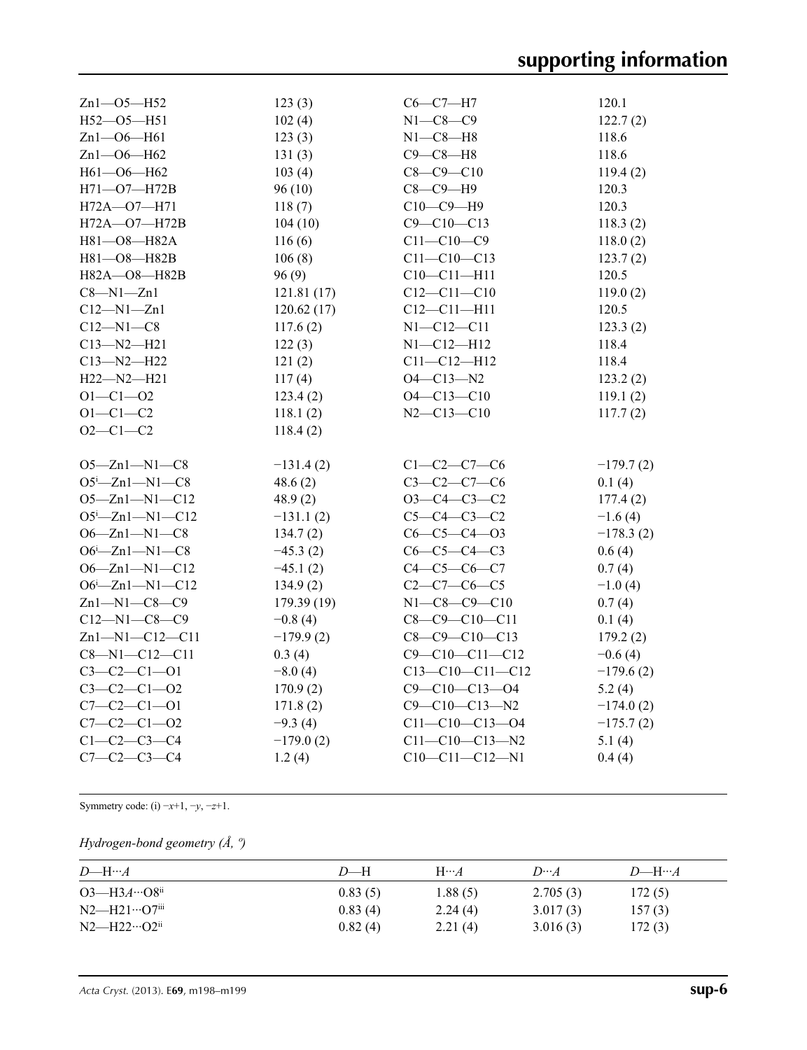| | | | |
|---|---|---|---|
| Zn1—O5—H52 | 123 (3) | C6—C7—H7 | 120.1 |
| H52—O5—H51 | 102 (4) | N1—C8—C9 | 122.7 (2) |
| Zn1—O6—H61 | 123 (3) | N1—C8—H8 | 118.6 |
| Zn1—O6—H62 | 131 (3) | C9—C8—H8 | 118.6 |
| H61—O6—H62 | 103 (4) | C8—C9—C10 | 119.4 (2) |
| H71—O7—H72B | 96 (10) | C8—C9—H9 | 120.3 |
| H72A—O7—H71 | 118 (7) | C10—C9—H9 | 120.3 |
| H72A—O7—H72B | 104 (10) | C9—C10—C13 | 118.3 (2) |
| H81—O8—H82A | 116 (6) | C11—C10—C9 | 118.0 (2) |
| H81—O8—H82B | 106 (8) | C11—C10—C13 | 123.7 (2) |
| H82A—O8—H82B | 96 (9) | C10—C11—H11 | 120.5 |
| C8—N1—Zn1 | 121.81 (17) | C12—C11—C10 | 119.0 (2) |
| C12—N1—Zn1 | 120.62 (17) | C12—C11—H11 | 120.5 |
| C12—N1—C8 | 117.6 (2) | N1—C12—C11 | 123.3 (2) |
| C13—N2—H21 | 122 (3) | N1—C12—H12 | 118.4 |
| C13—N2—H22 | 121 (2) | C11—C12—H12 | 118.4 |
| H22—N2—H21 | 117 (4) | O4—C13—N2 | 123.2 (2) |
| O1—C1—O2 | 123.4 (2) | O4—C13—C10 | 119.1 (2) |
| O1—C1—C2 | 118.1 (2) | N2—C13—C10 | 117.7 (2) |
| O2—C1—C2 | 118.4 (2) | | |

| | | | |
|---|---|---|---|
| O5—Zn1—N1—C8 | −131.4 (2) | C1—C2—C7—C6 | −179.7 (2) |
| O5[i]—Zn1—N1—C8 | 48.6 (2) | C3—C2—C7—C6 | 0.1 (4) |
| O5—Zn1—N1—C12 | 48.9 (2) | O3—C4—C3—C2 | 177.4 (2) |
| O5[i]—Zn1—N1—C12 | −131.1 (2) | C5—C4—C3—C2 | −1.6 (4) |
| O6—Zn1—N1—C8 | 134.7 (2) | C6—C5—C4—O3 | −178.3 (2) |
| O6[i]—Zn1—N1—C8 | −45.3 (2) | C6—C5—C4—C3 | 0.6 (4) |
| O6—Zn1—N1—C12 | −45.1 (2) | C4—C5—C6—C7 | 0.7 (4) |
| O6[i]—Zn1—N1—C12 | 134.9 (2) | C2—C7—C6—C5 | −1.0 (4) |
| Zn1—N1—C8—C9 | 179.39 (19) | N1—C8—C9—C10 | 0.7 (4) |
| C12—N1—C8—C9 | −0.8 (4) | C8—C9—C10—C11 | 0.1 (4) |
| Zn1—N1—C12—C11 | −179.9 (2) | C8—C9—C10—C13 | 179.2 (2) |
| C8—N1—C12—C11 | 0.3 (4) | C9—C10—C11—C12 | −0.6 (4) |
| C3—C2—C1—O1 | −8.0 (4) | C13—C10—C11—C12 | −179.6 (2) |
| C3—C2—C1—O2 | 170.9 (2) | C9—C10—C13—O4 | 5.2 (4) |
| C7—C2—C1—O1 | 171.8 (2) | C9—C10—C13—N2 | −174.0 (2) |
| C7—C2—C1—O2 | −9.3 (4) | C11—C10—C13—O4 | −175.7 (2) |
| C1—C2—C3—C4 | −179.0 (2) | C11—C10—C13—N2 | 5.1 (4) |
| C7—C2—C3—C4 | 1.2 (4) | C10—C11—C12—N1 | 0.4 (4) |

Symmetry code: (i) $-x+1, -y, -z+1$.

*Hydrogen-bond geometry (Å, º)*

| *D*—H···*A* | *D*—H | H···*A* | *D*···*A* | *D*—H···*A* |
|---|---|---|---|---|
| O3—H3*A*···O8[ii] | 0.83 (5) | 1.88 (5) | 2.705 (3) | 172 (5) |
| N2—H21···O7[iii] | 0.83 (4) | 2.24 (4) | 3.017 (3) | 157 (3) |
| N2—H22···O2[ii] | 0.82 (4) | 2.21 (4) | 3.016 (3) | 172 (3) |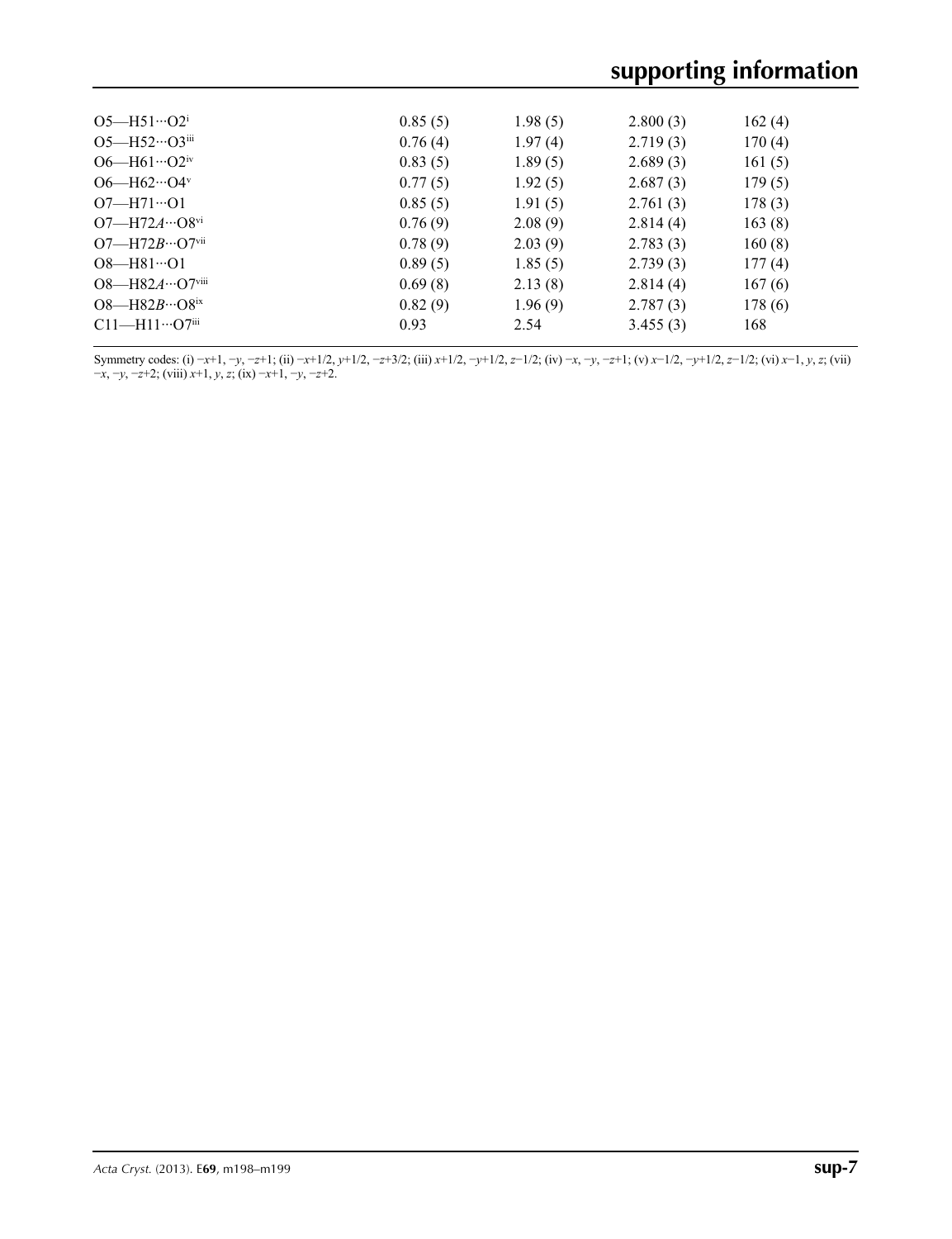| | | | | |
|---|---|---|---|---|
| O5—H51···O2[i] | 0.85 (5) | 1.98 (5) | 2.800 (3) | 162 (4) |
| O5—H52···O3[iii] | 0.76 (4) | 1.97 (4) | 2.719 (3) | 170 (4) |
| O6—H61···O2[iv] | 0.83 (5) | 1.89 (5) | 2.689 (3) | 161 (5) |
| O6—H62···O4[v] | 0.77 (5) | 1.92 (5) | 2.687 (3) | 179 (5) |
| O7—H71···O1 | 0.85 (5) | 1.91 (5) | 2.761 (3) | 178 (3) |
| O7—H72*A*···O8[vi] | 0.76 (9) | 2.08 (9) | 2.814 (4) | 163 (8) |
| O7—H72*B*···O7[vii] | 0.78 (9) | 2.03 (9) | 2.783 (3) | 160 (8) |
| O8—H81···O1 | 0.89 (5) | 1.85 (5) | 2.739 (3) | 177 (4) |
| O8—H82*A*···O7[viii] | 0.69 (8) | 2.13 (8) | 2.814 (4) | 167 (6) |
| O8—H82*B*···O8[ix] | 0.82 (9) | 1.96 (9) | 2.787 (3) | 178 (6) |
| C11—H11···O7[iii] | 0.93 | 2.54 | 3.455 (3) | 168 |

Symmetry codes: (i) $-x+1, -y, -z+1$; (ii) $-x+1/2, y+1/2, -z+3/2$; (iii) $x+1/2, -y+1/2, z-1/2$; (iv) $-x, -y, -z+1$; (v) $x-1/2, -y+1/2, z-1/2$; (vi) $x-1, y, z$; (vii) $-x, -y, -z+2$; (viii) $x+1, y, z$; (ix) $-x+1, -y, -z+2$.